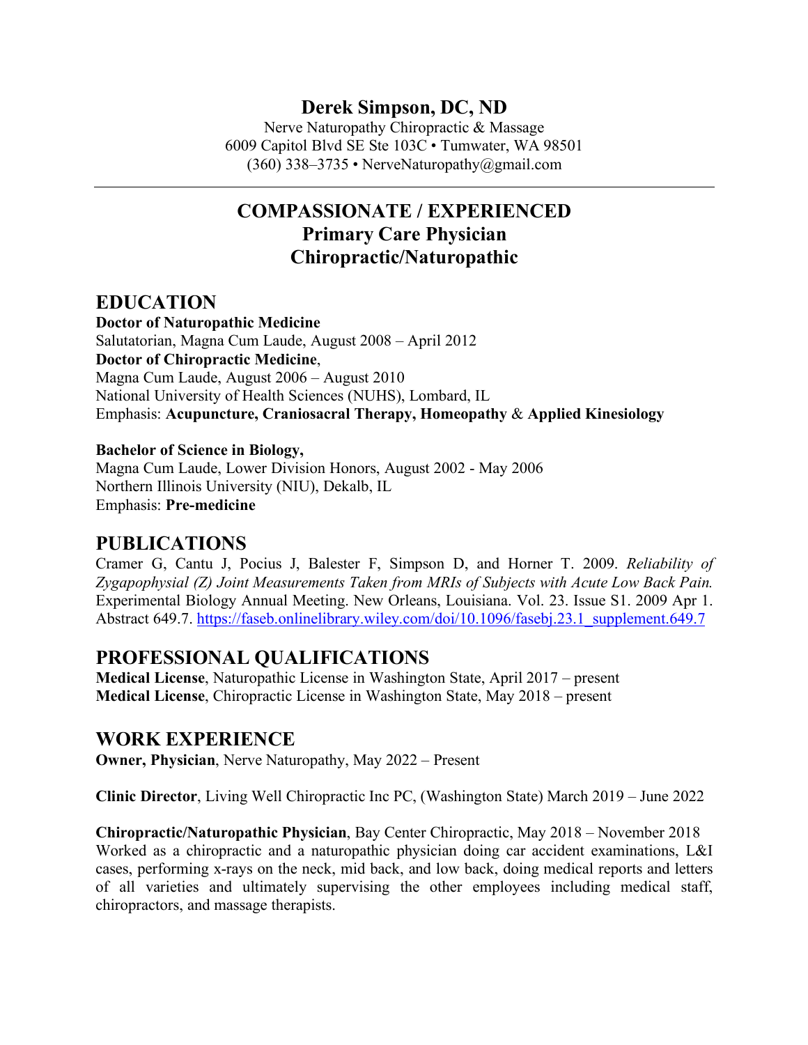# Derek Simpson, DC, ND

Nerve Naturopathy Chiropractic & Massage
6009 Capitol Blvd SE Ste 103C • Tumwater, WA 98501
(360) 338–3735 • NerveNaturopathy@gmail.com

---

## COMPASSIONATE / EXPERIENCED
## Primary Care Physician
## Chiropractic/Naturopathic

## EDUCATION

**Doctor of Naturopathic Medicine**
Salutatorian, Magna Cum Laude, August 2008 – April 2012
**Doctor of Chiropractic Medicine**,
Magna Cum Laude, August 2006 – August 2010
National University of Health Sciences (NUHS), Lombard, IL
Emphasis: **Acupuncture, Craniosacral Therapy, Homeopathy** & **Applied Kinesiology**

**Bachelor of Science in Biology,**
Magna Cum Laude, Lower Division Honors, August 2002 - May 2006
Northern Illinois University (NIU), Dekalb, IL
Emphasis: **Pre-medicine**

## PUBLICATIONS

Cramer G, Cantu J, Pocius J, Balester F, Simpson D, and Horner T. 2009. *Reliability of Zygapophysial (Z) Joint Measurements Taken from MRIs of Subjects with Acute Low Back Pain.* Experimental Biology Annual Meeting. New Orleans, Louisiana. Vol. 23. Issue S1. 2009 Apr 1. Abstract 649.7. https://faseb.onlinelibrary.wiley.com/doi/10.1096/fasebj.23.1_supplement.649.7

## PROFESSIONAL QUALIFICATIONS

**Medical License**, Naturopathic License in Washington State, April 2017 – present
**Medical License**, Chiropractic License in Washington State, May 2018 – present

## WORK EXPERIENCE

**Owner, Physician**, Nerve Naturopathy, May 2022 – Present

**Clinic Director**, Living Well Chiropractic Inc PC, (Washington State) March 2019 – June 2022

**Chiropractic/Naturopathic Physician**, Bay Center Chiropractic, May 2018 – November 2018
Worked as a chiropractic and a naturopathic physician doing car accident examinations, L&I cases, performing x-rays on the neck, mid back, and low back, doing medical reports and letters of all varieties and ultimately supervising the other employees including medical staff, chiropractors, and massage therapists.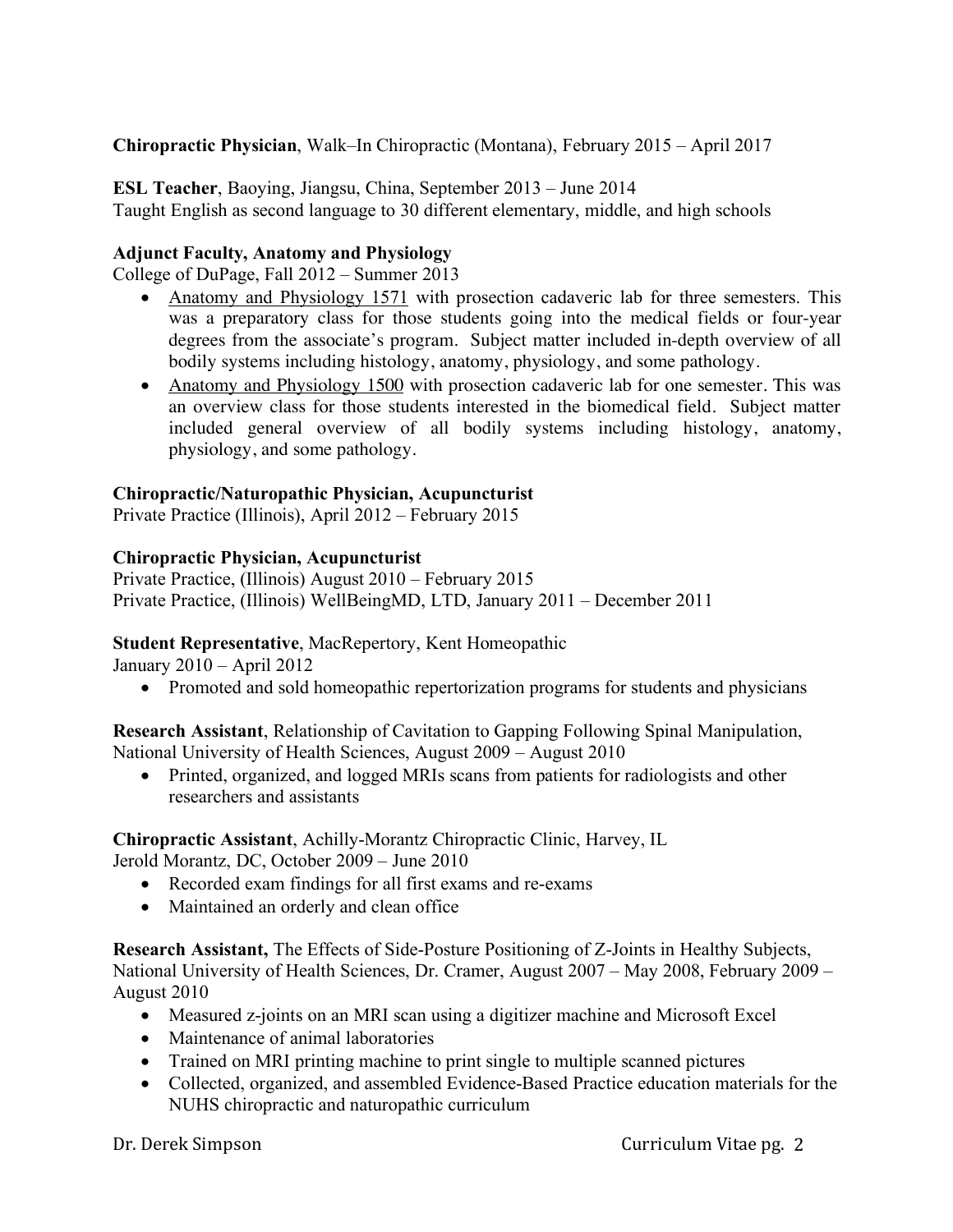**Chiropractic Physician**, Walk–In Chiropractic (Montana), February 2015 – April 2017

**ESL Teacher**, Baoying, Jiangsu, China, September 2013 – June 2014
Taught English as second language to 30 different elementary, middle, and high schools

**Adjunct Faculty, Anatomy and Physiology**
College of DuPage, Fall 2012 – Summer 2013

- <u>Anatomy and Physiology 1571</u> with prosection cadaveric lab for three semesters. This was a preparatory class for those students going into the medical fields or four-year degrees from the associate's program. Subject matter included in-depth overview of all bodily systems including histology, anatomy, physiology, and some pathology.
- <u>Anatomy and Physiology 1500</u> with prosection cadaveric lab for one semester. This was an overview class for those students interested in the biomedical field. Subject matter included general overview of all bodily systems including histology, anatomy, physiology, and some pathology.

**Chiropractic/Naturopathic Physician, Acupuncturist**
Private Practice (Illinois), April 2012 – February 2015

**Chiropractic Physician, Acupuncturist**
Private Practice, (Illinois) August 2010 – February 2015
Private Practice, (Illinois) WellBeingMD, LTD, January 2011 – December 2011

**Student Representative**, MacRepertory, Kent Homeopathic
January 2010 – April 2012

- Promoted and sold homeopathic repertorization programs for students and physicians

**Research Assistant**, Relationship of Cavitation to Gapping Following Spinal Manipulation, National University of Health Sciences, August 2009 – August 2010

- Printed, organized, and logged MRIs scans from patients for radiologists and other researchers and assistants

**Chiropractic Assistant**, Achilly-Morantz Chiropractic Clinic, Harvey, IL
Jerold Morantz, DC, October 2009 – June 2010

- Recorded exam findings for all first exams and re-exams
- Maintained an orderly and clean office

**Research Assistant,** The Effects of Side-Posture Positioning of Z-Joints in Healthy Subjects, National University of Health Sciences, Dr. Cramer, August 2007 – May 2008, February 2009 – August 2010

- Measured z-joints on an MRI scan using a digitizer machine and Microsoft Excel
- Maintenance of animal laboratories
- Trained on MRI printing machine to print single to multiple scanned pictures
- Collected, organized, and assembled Evidence-Based Practice education materials for the NUHS chiropractic and naturopathic curriculum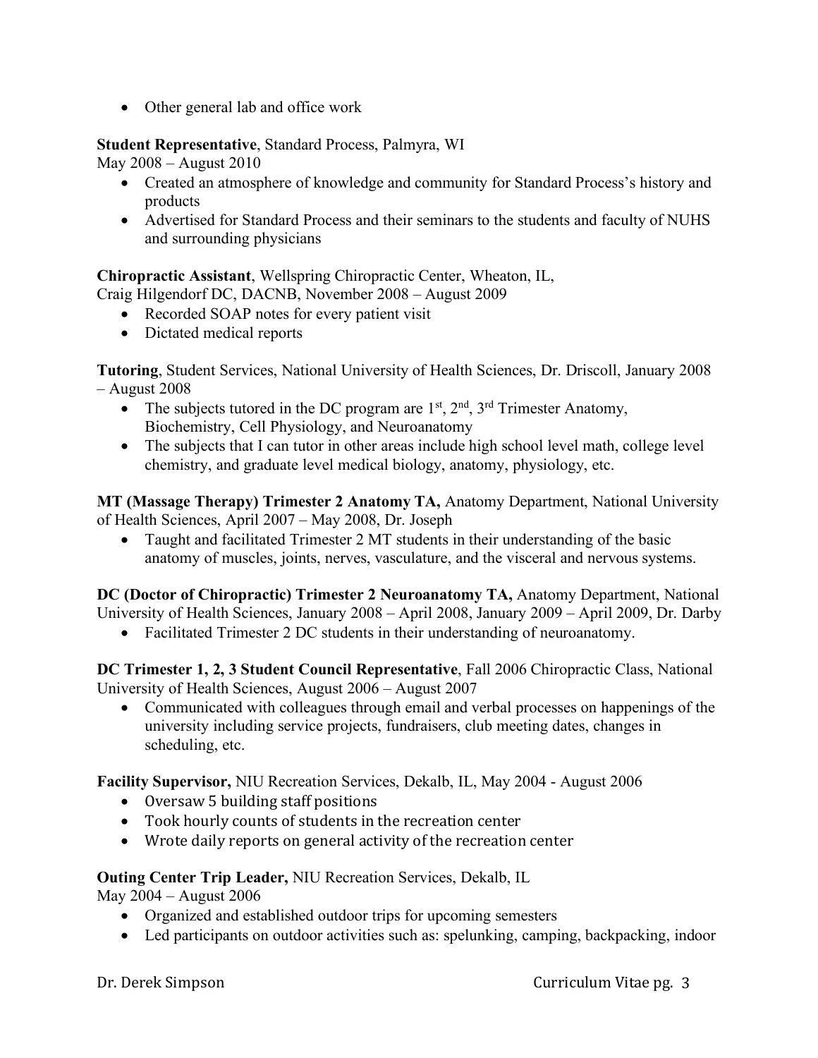- Other general lab and office work

**Student Representative**, Standard Process, Palmyra, WI
May 2008 – August 2010

- Created an atmosphere of knowledge and community for Standard Process's history and products
- Advertised for Standard Process and their seminars to the students and faculty of NUHS and surrounding physicians

**Chiropractic Assistant**, Wellspring Chiropractic Center, Wheaton, IL,
Craig Hilgendorf DC, DACNB, November 2008 – August 2009

- Recorded SOAP notes for every patient visit
- Dictated medical reports

**Tutoring**, Student Services, National University of Health Sciences, Dr. Driscoll, January 2008 – August 2008

- The subjects tutored in the DC program are 1st, 2nd, 3rd Trimester Anatomy, Biochemistry, Cell Physiology, and Neuroanatomy
- The subjects that I can tutor in other areas include high school level math, college level chemistry, and graduate level medical biology, anatomy, physiology, etc.

**MT (Massage Therapy) Trimester 2 Anatomy TA,** Anatomy Department, National University of Health Sciences, April 2007 – May 2008, Dr. Joseph

- Taught and facilitated Trimester 2 MT students in their understanding of the basic anatomy of muscles, joints, nerves, vasculature, and the visceral and nervous systems.

**DC (Doctor of Chiropractic) Trimester 2 Neuroanatomy TA,** Anatomy Department, National University of Health Sciences, January 2008 – April 2008, January 2009 – April 2009, Dr. Darby

- Facilitated Trimester 2 DC students in their understanding of neuroanatomy.

**DC Trimester 1, 2, 3 Student Council Representative**, Fall 2006 Chiropractic Class, National University of Health Sciences, August 2006 – August 2007

- Communicated with colleagues through email and verbal processes on happenings of the university including service projects, fundraisers, club meeting dates, changes in scheduling, etc.

**Facility Supervisor,** NIU Recreation Services, Dekalb, IL, May 2004 - August 2006

- Oversaw 5 building staff positions
- Took hourly counts of students in the recreation center
- Wrote daily reports on general activity of the recreation center

**Outing Center Trip Leader,** NIU Recreation Services, Dekalb, IL
May 2004 – August 2006

- Organized and established outdoor trips for upcoming semesters
- Led participants on outdoor activities such as: spelunking, camping, backpacking, indoor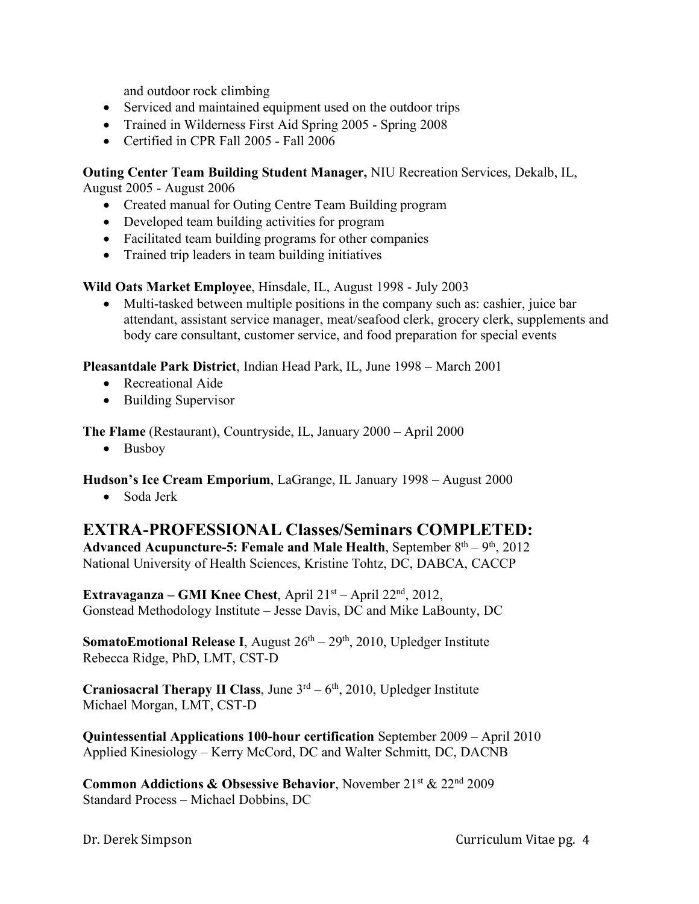and outdoor rock climbing

- Serviced and maintained equipment used on the outdoor trips
- Trained in Wilderness First Aid Spring 2005 - Spring 2008
- Certified in CPR Fall 2005 - Fall 2006

**Outing Center Team Building Student Manager,** NIU Recreation Services, Dekalb, IL, August 2005 - August 2006

- Created manual for Outing Centre Team Building program
- Developed team building activities for program
- Facilitated team building programs for other companies
- Trained trip leaders in team building initiatives

**Wild Oats Market Employee**, Hinsdale, IL, August 1998 - July 2003

- Multi-tasked between multiple positions in the company such as: cashier, juice bar attendant, assistant service manager, meat/seafood clerk, grocery clerk, supplements and body care consultant, customer service, and food preparation for special events

**Pleasantdale Park District**, Indian Head Park, IL, June 1998 – March 2001

- Recreational Aide
- Building Supervisor

**The Flame** (Restaurant), Countryside, IL, January 2000 – April 2000

- Busboy

**Hudson's Ice Cream Emporium**, LaGrange, IL January 1998 – August 2000

- Soda Jerk

## EXTRA-PROFESSIONAL Classes/Seminars COMPLETED:

**Advanced Acupuncture-5: Female and Male Health**, September 8th – 9th, 2012
National University of Health Sciences, Kristine Tohtz, DC, DABCA, CACCP

**Extravaganza – GMI Knee Chest**, April 21st – April 22nd, 2012,
Gonstead Methodology Institute – Jesse Davis, DC and Mike LaBounty, DC

**SomatoEmotional Release I**, August 26th – 29th, 2010, Upledger Institute
Rebecca Ridge, PhD, LMT, CST-D

**Craniosacral Therapy II Class**, June 3rd – 6th, 2010, Upledger Institute
Michael Morgan, LMT, CST-D

**Quintessential Applications 100-hour certification** September 2009 – April 2010
Applied Kinesiology – Kerry McCord, DC and Walter Schmitt, DC, DACNB

**Common Addictions & Obsessive Behavior**, November 21st & 22nd 2009
Standard Process – Michael Dobbins, DC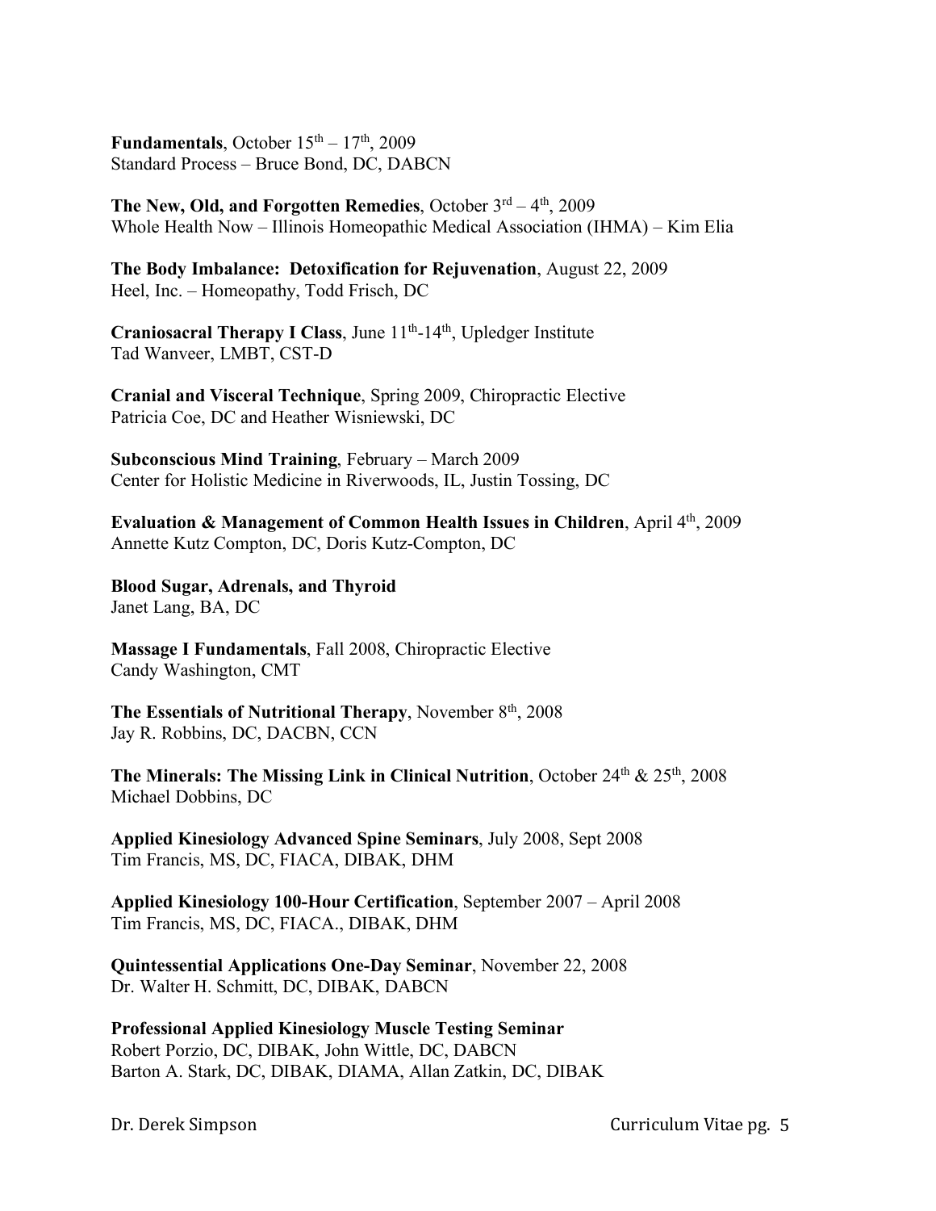**Fundamentals**, October 15th – 17th, 2009
Standard Process – Bruce Bond, DC, DABCN

**The New, Old, and Forgotten Remedies**, October 3rd – 4th, 2009
Whole Health Now – Illinois Homeopathic Medical Association (IHMA) – Kim Elia

**The Body Imbalance: Detoxification for Rejuvenation**, August 22, 2009
Heel, Inc. – Homeopathy, Todd Frisch, DC

**Craniosacral Therapy I Class**, June 11th-14th, Upledger Institute
Tad Wanveer, LMBT, CST-D

**Cranial and Visceral Technique**, Spring 2009, Chiropractic Elective
Patricia Coe, DC and Heather Wisniewski, DC

**Subconscious Mind Training**, February – March 2009
Center for Holistic Medicine in Riverwoods, IL, Justin Tossing, DC

**Evaluation & Management of Common Health Issues in Children**, April 4th, 2009
Annette Kutz Compton, DC, Doris Kutz-Compton, DC

**Blood Sugar, Adrenals, and Thyroid**
Janet Lang, BA, DC

**Massage I Fundamentals**, Fall 2008, Chiropractic Elective
Candy Washington, CMT

**The Essentials of Nutritional Therapy**, November 8th, 2008
Jay R. Robbins, DC, DACBN, CCN

**The Minerals: The Missing Link in Clinical Nutrition**, October 24th & 25th, 2008
Michael Dobbins, DC

**Applied Kinesiology Advanced Spine Seminars**, July 2008, Sept 2008
Tim Francis, MS, DC, FIACA, DIBAK, DHM

**Applied Kinesiology 100-Hour Certification**, September 2007 – April 2008
Tim Francis, MS, DC, FIACA., DIBAK, DHM

**Quintessential Applications One-Day Seminar**, November 22, 2008
Dr. Walter H. Schmitt, DC, DIBAK, DABCN

**Professional Applied Kinesiology Muscle Testing Seminar**
Robert Porzio, DC, DIBAK, John Wittle, DC, DABCN
Barton A. Stark, DC, DIBAK, DIAMA, Allan Zatkin, DC, DIBAK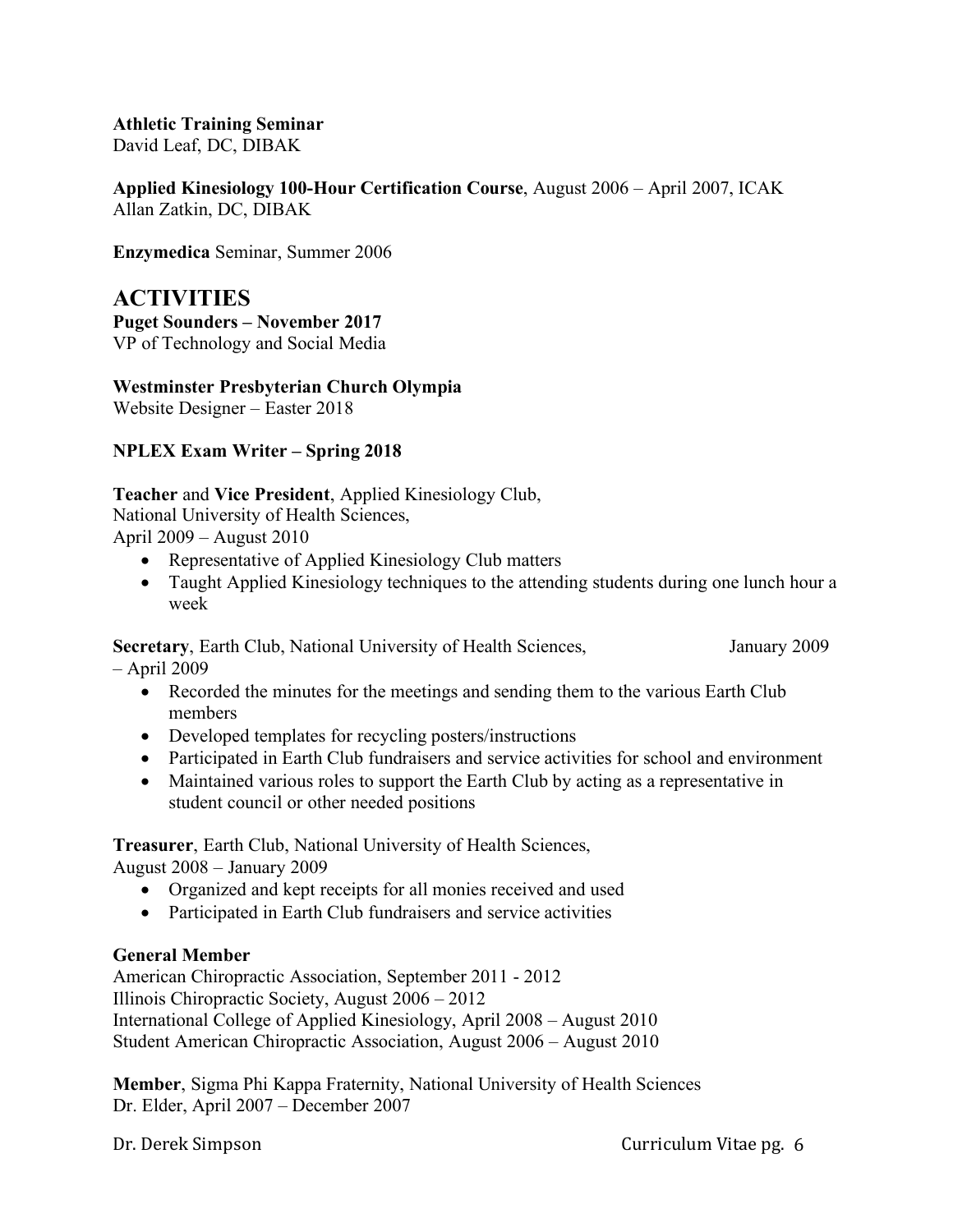**Athletic Training Seminar**
David Leaf, DC, DIBAK

**Applied Kinesiology 100-Hour Certification Course**, August 2006 – April 2007, ICAK
Allan Zatkin, DC, DIBAK

**Enzymedica** Seminar, Summer 2006

## ACTIVITIES

**Puget Sounders – November 2017**
VP of Technology and Social Media

**Westminster Presbyterian Church Olympia**
Website Designer – Easter 2018

**NPLEX Exam Writer – Spring 2018**

**Teacher** and **Vice President**, Applied Kinesiology Club,
National University of Health Sciences,
April 2009 – August 2010

- Representative of Applied Kinesiology Club matters
- Taught Applied Kinesiology techniques to the attending students during one lunch hour a week

**Secretary**, Earth Club, National University of Health Sciences, January 2009 – April 2009

- Recorded the minutes for the meetings and sending them to the various Earth Club members
- Developed templates for recycling posters/instructions
- Participated in Earth Club fundraisers and service activities for school and environment
- Maintained various roles to support the Earth Club by acting as a representative in student council or other needed positions

**Treasurer**, Earth Club, National University of Health Sciences,
August 2008 – January 2009

- Organized and kept receipts for all monies received and used
- Participated in Earth Club fundraisers and service activities

**General Member**
American Chiropractic Association, September 2011 - 2012
Illinois Chiropractic Society, August 2006 – 2012
International College of Applied Kinesiology, April 2008 – August 2010
Student American Chiropractic Association, August 2006 – August 2010

**Member**, Sigma Phi Kappa Fraternity, National University of Health Sciences
Dr. Elder, April 2007 – December 2007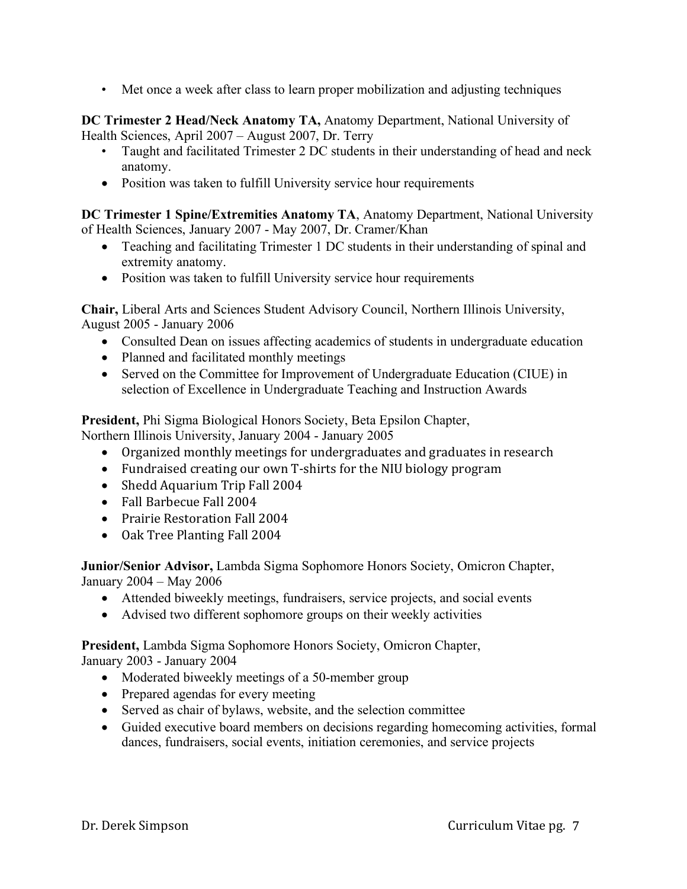- Met once a week after class to learn proper mobilization and adjusting techniques

**DC Trimester 2 Head/Neck Anatomy TA,** Anatomy Department, National University of Health Sciences, April 2007 – August 2007, Dr. Terry

- Taught and facilitated Trimester 2 DC students in their understanding of head and neck anatomy.
- Position was taken to fulfill University service hour requirements

**DC Trimester 1 Spine/Extremities Anatomy TA**, Anatomy Department, National University of Health Sciences, January 2007 - May 2007, Dr. Cramer/Khan

- Teaching and facilitating Trimester 1 DC students in their understanding of spinal and extremity anatomy.
- Position was taken to fulfill University service hour requirements

**Chair,** Liberal Arts and Sciences Student Advisory Council, Northern Illinois University, August 2005 - January 2006

- Consulted Dean on issues affecting academics of students in undergraduate education
- Planned and facilitated monthly meetings
- Served on the Committee for Improvement of Undergraduate Education (CIUE) in selection of Excellence in Undergraduate Teaching and Instruction Awards

**President,** Phi Sigma Biological Honors Society, Beta Epsilon Chapter, Northern Illinois University, January 2004 - January 2005

- Organized monthly meetings for undergraduates and graduates in research
- Fundraised creating our own T-shirts for the NIU biology program
- Shedd Aquarium Trip Fall 2004
- Fall Barbecue Fall 2004
- Prairie Restoration Fall 2004
- Oak Tree Planting Fall 2004

**Junior/Senior Advisor,** Lambda Sigma Sophomore Honors Society, Omicron Chapter, January 2004 – May 2006

- Attended biweekly meetings, fundraisers, service projects, and social events
- Advised two different sophomore groups on their weekly activities

**President,** Lambda Sigma Sophomore Honors Society, Omicron Chapter, January 2003 - January 2004

- Moderated biweekly meetings of a 50-member group
- Prepared agendas for every meeting
- Served as chair of bylaws, website, and the selection committee
- Guided executive board members on decisions regarding homecoming activities, formal dances, fundraisers, social events, initiation ceremonies, and service projects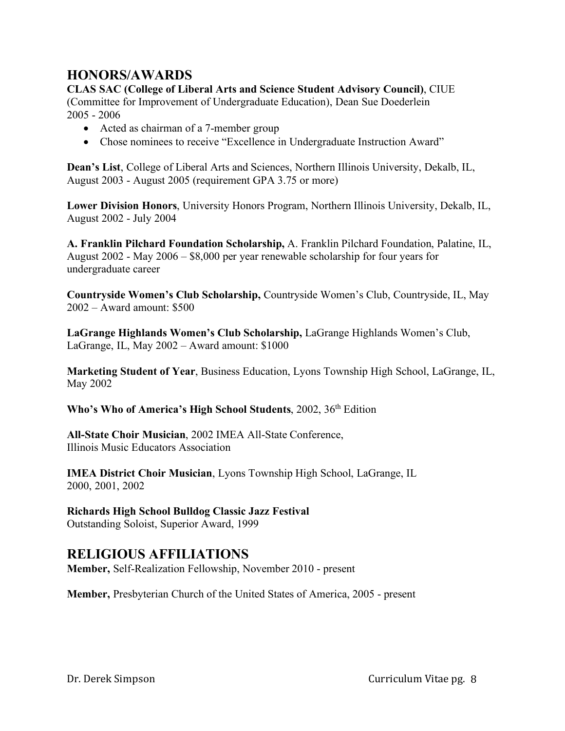## HONORS/AWARDS

**CLAS SAC (College of Liberal Arts and Science Student Advisory Council)**, CIUE (Committee for Improvement of Undergraduate Education), Dean Sue Doederlein
2005 - 2006

- Acted as chairman of a 7-member group
- Chose nominees to receive "Excellence in Undergraduate Instruction Award"

**Dean's List**, College of Liberal Arts and Sciences, Northern Illinois University, Dekalb, IL, August 2003 - August 2005 (requirement GPA 3.75 or more)

**Lower Division Honors**, University Honors Program, Northern Illinois University, Dekalb, IL, August 2002 - July 2004

**A. Franklin Pilchard Foundation Scholarship,** A. Franklin Pilchard Foundation, Palatine, IL, August 2002 - May 2006 – $8,000 per year renewable scholarship for four years for undergraduate career

**Countryside Women's Club Scholarship,** Countryside Women's Club, Countryside, IL, May 2002 – Award amount: $500

**LaGrange Highlands Women's Club Scholarship,** LaGrange Highlands Women's Club, LaGrange, IL, May 2002 – Award amount: $1000

**Marketing Student of Year**, Business Education, Lyons Township High School, LaGrange, IL, May 2002

**Who's Who of America's High School Students**, 2002, 36th Edition

**All-State Choir Musician**, 2002 IMEA All-State Conference,
Illinois Music Educators Association

**IMEA District Choir Musician**, Lyons Township High School, LaGrange, IL
2000, 2001, 2002

**Richards High School Bulldog Classic Jazz Festival**
Outstanding Soloist, Superior Award, 1999

## RELIGIOUS AFFILIATIONS

**Member,** Self-Realization Fellowship, November 2010 - present

**Member,** Presbyterian Church of the United States of America, 2005 - present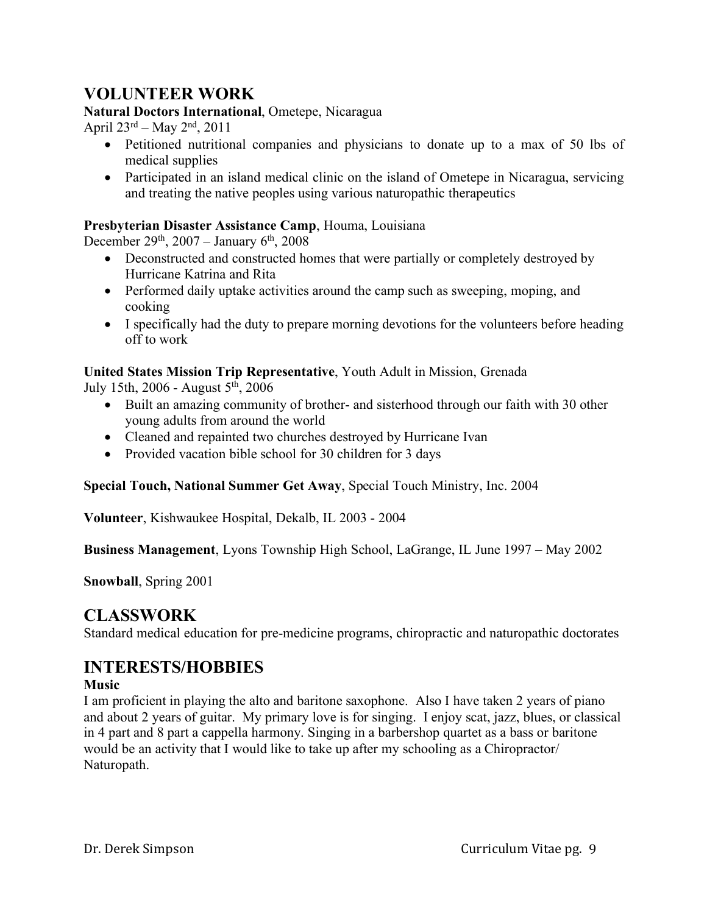## VOLUNTEER WORK

**Natural Doctors International**, Ometepe, Nicaragua
April 23rd – May 2nd, 2011

- Petitioned nutritional companies and physicians to donate up to a max of 50 lbs of medical supplies
- Participated in an island medical clinic on the island of Ometepe in Nicaragua, servicing and treating the native peoples using various naturopathic therapeutics

**Presbyterian Disaster Assistance Camp**, Houma, Louisiana
December 29th, 2007 – January 6th, 2008

- Deconstructed and constructed homes that were partially or completely destroyed by Hurricane Katrina and Rita
- Performed daily uptake activities around the camp such as sweeping, moping, and cooking
- I specifically had the duty to prepare morning devotions for the volunteers before heading off to work

**United States Mission Trip Representative**, Youth Adult in Mission, Grenada
July 15th, 2006 - August 5th, 2006

- Built an amazing community of brother- and sisterhood through our faith with 30 other young adults from around the world
- Cleaned and repainted two churches destroyed by Hurricane Ivan
- Provided vacation bible school for 30 children for 3 days

**Special Touch, National Summer Get Away**, Special Touch Ministry, Inc. 2004

**Volunteer**, Kishwaukee Hospital, Dekalb, IL 2003 - 2004

**Business Management**, Lyons Township High School, LaGrange, IL June 1997 – May 2002

**Snowball**, Spring 2001

## CLASSWORK

Standard medical education for pre-medicine programs, chiropractic and naturopathic doctorates

## INTERESTS/HOBBIES

**Music**

I am proficient in playing the alto and baritone saxophone. Also I have taken 2 years of piano and about 2 years of guitar. My primary love is for singing. I enjoy scat, jazz, blues, or classical in 4 part and 8 part a cappella harmony. Singing in a barbershop quartet as a bass or baritone would be an activity that I would like to take up after my schooling as a Chiropractor/ Naturopath.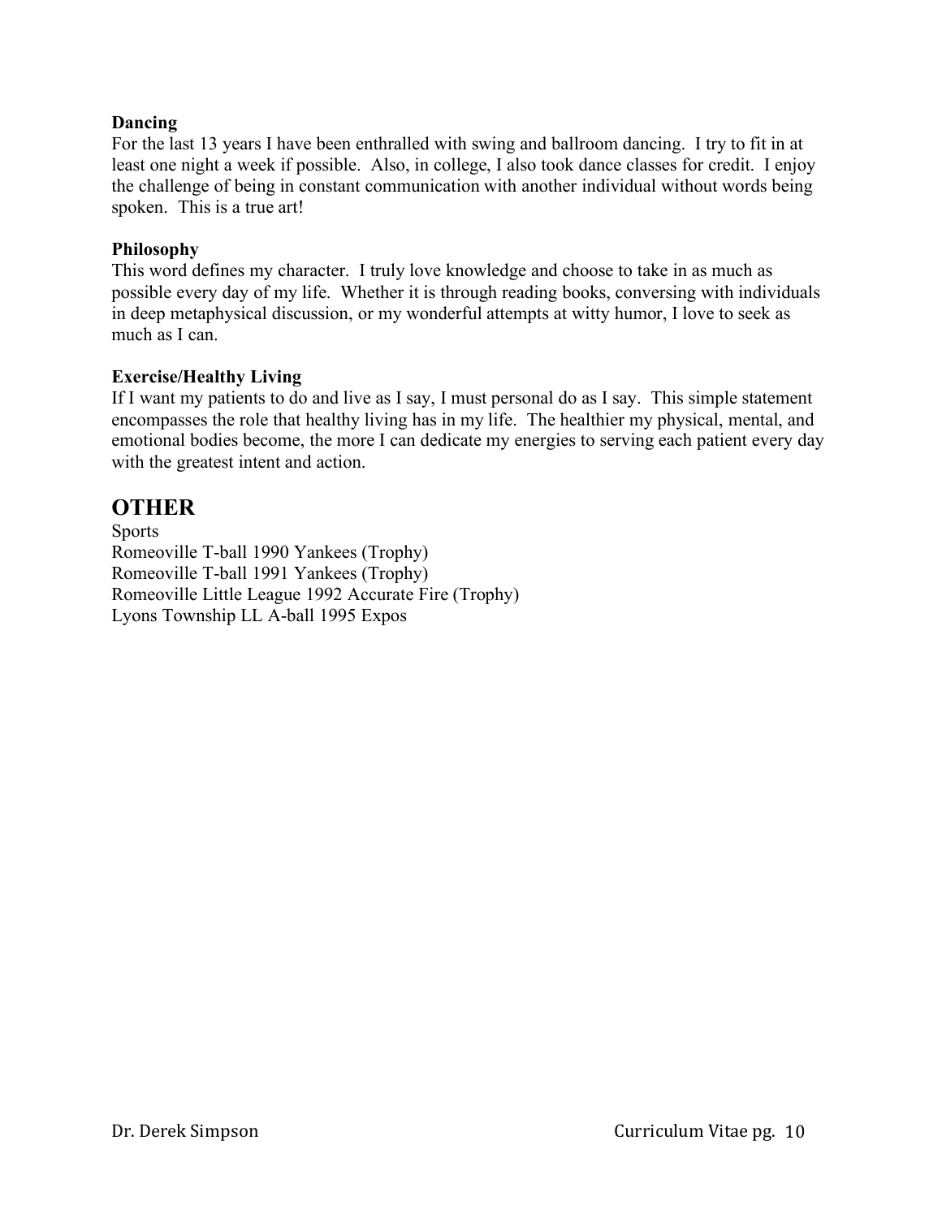**Dancing**

For the last 13 years I have been enthralled with swing and ballroom dancing. I try to fit in at least one night a week if possible. Also, in college, I also took dance classes for credit. I enjoy the challenge of being in constant communication with another individual without words being spoken. This is a true art!

**Philosophy**

This word defines my character. I truly love knowledge and choose to take in as much as possible every day of my life. Whether it is through reading books, conversing with individuals in deep metaphysical discussion, or my wonderful attempts at witty humor, I love to seek as much as I can.

**Exercise/Healthy Living**

If I want my patients to do and live as I say, I must personal do as I say. This simple statement encompasses the role that healthy living has in my life. The healthier my physical, mental, and emotional bodies become, the more I can dedicate my energies to serving each patient every day with the greatest intent and action.

## OTHER

Sports

Romeoville T-ball 1990 Yankees (Trophy)

Romeoville T-ball 1991 Yankees (Trophy)

Romeoville Little League 1992 Accurate Fire (Trophy)

Lyons Township LL A-ball 1995 Expos